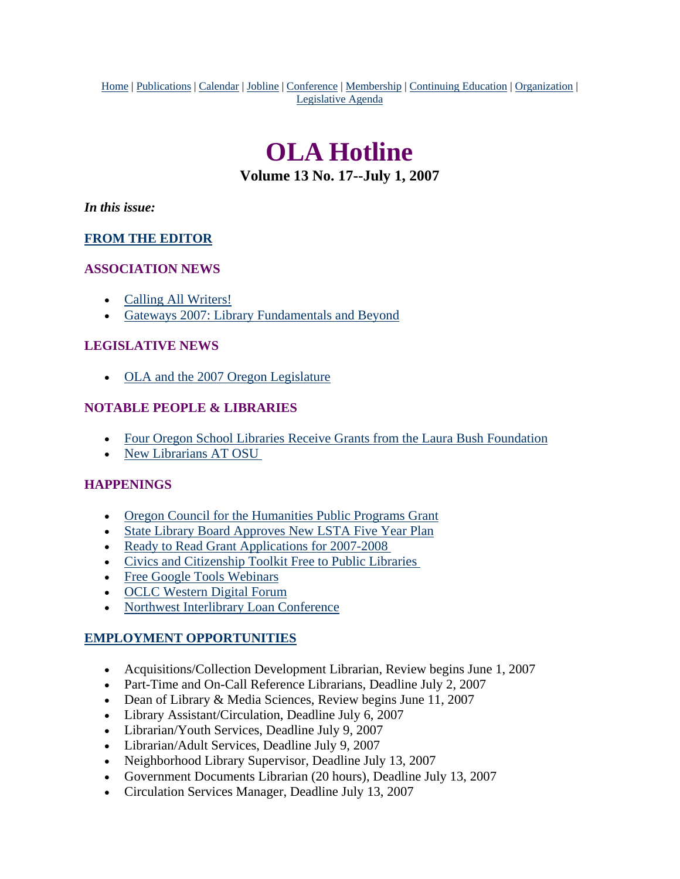Home | Publications | Calendar | Jobline | Conference | Membership | Continuing Education | Organization | Legislative Agenda

# OLA Hotline

### Volume 13 No. 17--July 1, 2007

***In this issue:***

### FROM THE EDITOR

### ASSOCIATION NEWS

- Calling All Writers!
- Gateways 2007: Library Fundamentals and Beyond

### LEGISLATIVE NEWS

- OLA and the 2007 Oregon Legislature

### NOTABLE PEOPLE & LIBRARIES

- Four Oregon School Libraries Receive Grants from the Laura Bush Foundation
- New Librarians AT OSU

### HAPPENINGS

- Oregon Council for the Humanities Public Programs Grant
- State Library Board Approves New LSTA Five Year Plan
- Ready to Read Grant Applications for 2007-2008
- Civics and Citizenship Toolkit Free to Public Libraries
- Free Google Tools Webinars
- OCLC Western Digital Forum
- Northwest Interlibrary Loan Conference

### EMPLOYMENT OPPORTUNITIES

- Acquisitions/Collection Development Librarian, Review begins June 1, 2007
- Part-Time and On-Call Reference Librarians, Deadline July 2, 2007
- Dean of Library & Media Sciences, Review begins June 11, 2007
- Library Assistant/Circulation, Deadline July 6, 2007
- Librarian/Youth Services, Deadline July 9, 2007
- Librarian/Adult Services, Deadline July 9, 2007
- Neighborhood Library Supervisor, Deadline July 13, 2007
- Government Documents Librarian (20 hours), Deadline July 13, 2007
- Circulation Services Manager, Deadline July 13, 2007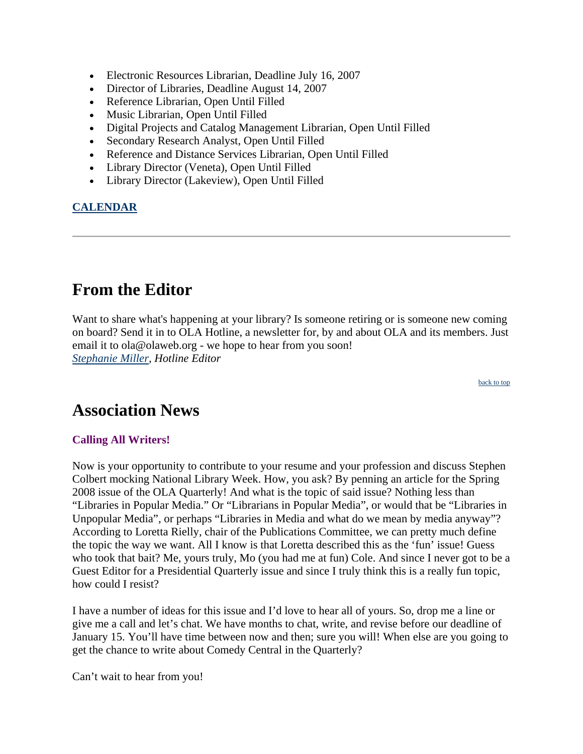- Electronic Resources Librarian, Deadline July 16, 2007
- Director of Libraries, Deadline August 14, 2007
- Reference Librarian, Open Until Filled
- Music Librarian, Open Until Filled
- Digital Projects and Catalog Management Librarian, Open Until Filled
- Secondary Research Analyst, Open Until Filled
- Reference and Distance Services Librarian, Open Until Filled
- Library Director (Veneta), Open Until Filled
- Library Director (Lakeview), Open Until Filled

**CALENDAR**

---

# From the Editor

Want to share what's happening at your library? Is someone retiring or is someone new coming on board? Send it in to OLA Hotline, a newsletter for, by and about OLA and its members. Just email it to ola@olaweb.org - we hope to hear from you soon!
*Stephanie Miller, Hotline Editor*

back to top

# Association News

### Calling All Writers!

Now is your opportunity to contribute to your resume and your profession and discuss Stephen Colbert mocking National Library Week. How, you ask? By penning an article for the Spring 2008 issue of the OLA Quarterly! And what is the topic of said issue? Nothing less than "Libraries in Popular Media." Or "Librarians in Popular Media", or would that be "Libraries in Unpopular Media", or perhaps "Libraries in Media and what do we mean by media anyway"? According to Loretta Rielly, chair of the Publications Committee, we can pretty much define the topic the way we want. All I know is that Loretta described this as the 'fun' issue! Guess who took that bait? Me, yours truly, Mo (you had me at fun) Cole. And since I never got to be a Guest Editor for a Presidential Quarterly issue and since I truly think this is a really fun topic, how could I resist?

I have a number of ideas for this issue and I'd love to hear all of yours. So, drop me a line or give me a call and let's chat. We have months to chat, write, and revise before our deadline of January 15. You'll have time between now and then; sure you will! When else are you going to get the chance to write about Comedy Central in the Quarterly?

Can't wait to hear from you!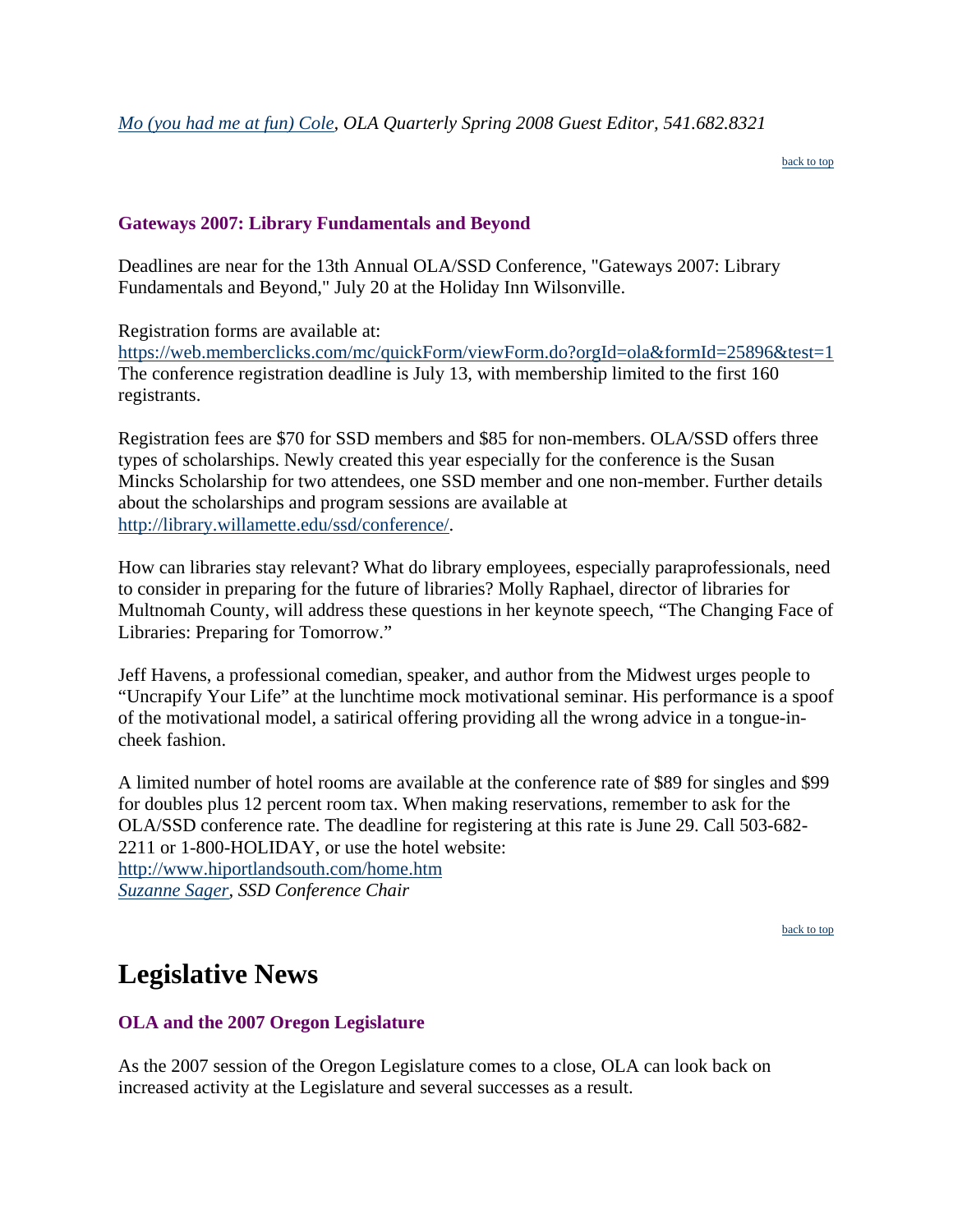*[Mo (you had me at fun) Cole](), OLA Quarterly Spring 2008 Guest Editor, 541.682.8321*

[back to top]()

### Gateways 2007: Library Fundamentals and Beyond

Deadlines are near for the 13th Annual OLA/SSD Conference, "Gateways 2007: Library Fundamentals and Beyond," July 20 at the Holiday Inn Wilsonville.

Registration forms are available at:
[https://web.memberclicks.com/mc/quickForm/viewForm.do?orgId=ola&formId=25896&test=1](https://web.memberclicks.com/mc/quickForm/viewForm.do?orgId=ola&formId=25896&test=1)
The conference registration deadline is July 13, with membership limited to the first 160 registrants.

Registration fees are $70 for SSD members and $85 for non-members. OLA/SSD offers three types of scholarships. Newly created this year especially for the conference is the Susan Mincks Scholarship for two attendees, one SSD member and one non-member. Further details about the scholarships and program sessions are available at [http://library.willamette.edu/ssd/conference/](http://library.willamette.edu/ssd/conference/).

How can libraries stay relevant? What do library employees, especially paraprofessionals, need to consider in preparing for the future of libraries? Molly Raphael, director of libraries for Multnomah County, will address these questions in her keynote speech, “The Changing Face of Libraries: Preparing for Tomorrow.”

Jeff Havens, a professional comedian, speaker, and author from the Midwest urges people to “Uncrapify Your Life” at the lunchtime mock motivational seminar. His performance is a spoof of the motivational model, a satirical offering providing all the wrong advice in a tongue-in-cheek fashion.

A limited number of hotel rooms are available at the conference rate of $89 for singles and $99 for doubles plus 12 percent room tax. When making reservations, remember to ask for the OLA/SSD conference rate. The deadline for registering at this rate is June 29. Call 503-682-2211 or 1-800-HOLIDAY, or use the hotel website:
[http://www.hiportlandsouth.com/home.htm](http://www.hiportlandsouth.com/home.htm)
*[Suzanne Sager](), SSD Conference Chair*

[back to top]()

# Legislative News

### OLA and the 2007 Oregon Legislature

As the 2007 session of the Oregon Legislature comes to a close, OLA can look back on increased activity at the Legislature and several successes as a result.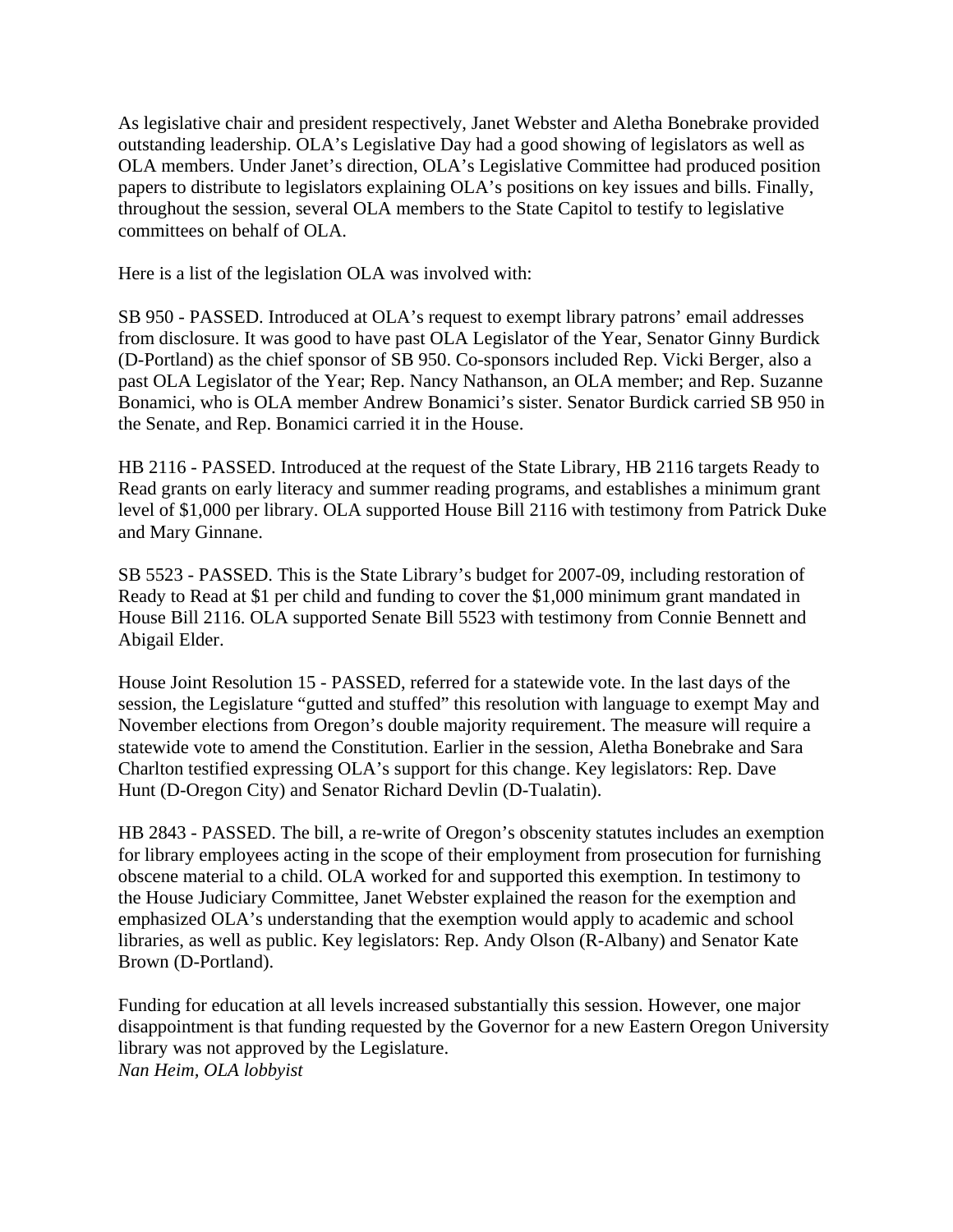As legislative chair and president respectively, Janet Webster and Aletha Bonebrake provided outstanding leadership. OLA's Legislative Day had a good showing of legislators as well as OLA members. Under Janet's direction, OLA's Legislative Committee had produced position papers to distribute to legislators explaining OLA's positions on key issues and bills. Finally, throughout the session, several OLA members to the State Capitol to testify to legislative committees on behalf of OLA.

Here is a list of the legislation OLA was involved with:

SB 950 - PASSED. Introduced at OLA's request to exempt library patrons' email addresses from disclosure. It was good to have past OLA Legislator of the Year, Senator Ginny Burdick (D-Portland) as the chief sponsor of SB 950. Co-sponsors included Rep. Vicki Berger, also a past OLA Legislator of the Year; Rep. Nancy Nathanson, an OLA member; and Rep. Suzanne Bonamici, who is OLA member Andrew Bonamici's sister. Senator Burdick carried SB 950 in the Senate, and Rep. Bonamici carried it in the House.

HB 2116 - PASSED. Introduced at the request of the State Library, HB 2116 targets Ready to Read grants on early literacy and summer reading programs, and establishes a minimum grant level of $1,000 per library. OLA supported House Bill 2116 with testimony from Patrick Duke and Mary Ginnane.

SB 5523 - PASSED. This is the State Library's budget for 2007-09, including restoration of Ready to Read at $1 per child and funding to cover the $1,000 minimum grant mandated in House Bill 2116. OLA supported Senate Bill 5523 with testimony from Connie Bennett and Abigail Elder.

House Joint Resolution 15 - PASSED, referred for a statewide vote. In the last days of the session, the Legislature "gutted and stuffed" this resolution with language to exempt May and November elections from Oregon's double majority requirement. The measure will require a statewide vote to amend the Constitution. Earlier in the session, Aletha Bonebrake and Sara Charlton testified expressing OLA's support for this change. Key legislators: Rep. Dave Hunt (D-Oregon City) and Senator Richard Devlin (D-Tualatin).

HB 2843 - PASSED. The bill, a re-write of Oregon's obscenity statutes includes an exemption for library employees acting in the scope of their employment from prosecution for furnishing obscene material to a child. OLA worked for and supported this exemption. In testimony to the House Judiciary Committee, Janet Webster explained the reason for the exemption and emphasized OLA's understanding that the exemption would apply to academic and school libraries, as well as public. Key legislators: Rep. Andy Olson (R-Albany) and Senator Kate Brown (D-Portland).

Funding for education at all levels increased substantially this session. However, one major disappointment is that funding requested by the Governor for a new Eastern Oregon University library was not approved by the Legislature.
*Nan Heim, OLA lobbyist*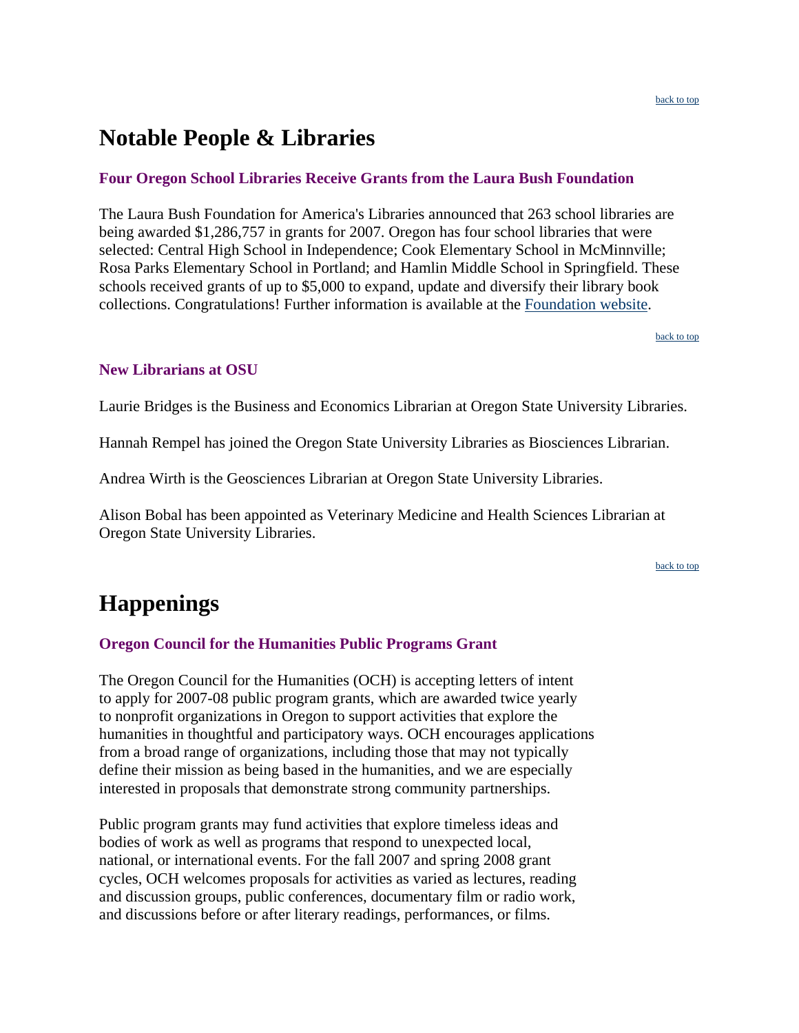back to top

# Notable People & Libraries

### Four Oregon School Libraries Receive Grants from the Laura Bush Foundation

The Laura Bush Foundation for America's Libraries announced that 263 school libraries are being awarded $1,286,757 in grants for 2007. Oregon has four school libraries that were selected: Central High School in Independence; Cook Elementary School in McMinnville; Rosa Parks Elementary School in Portland; and Hamlin Middle School in Springfield. These schools received grants of up to $5,000 to expand, update and diversify their library book collections. Congratulations! Further information is available at the Foundation website.

back to top

### New Librarians at OSU

Laurie Bridges is the Business and Economics Librarian at Oregon State University Libraries.

Hannah Rempel has joined the Oregon State University Libraries as Biosciences Librarian.

Andrea Wirth is the Geosciences Librarian at Oregon State University Libraries.

Alison Bobal has been appointed as Veterinary Medicine and Health Sciences Librarian at Oregon State University Libraries.

back to top

# Happenings

### Oregon Council for the Humanities Public Programs Grant

The Oregon Council for the Humanities (OCH) is accepting letters of intent to apply for 2007-08 public program grants, which are awarded twice yearly to nonprofit organizations in Oregon to support activities that explore the humanities in thoughtful and participatory ways. OCH encourages applications from a broad range of organizations, including those that may not typically define their mission as being based in the humanities, and we are especially interested in proposals that demonstrate strong community partnerships.

Public program grants may fund activities that explore timeless ideas and bodies of work as well as programs that respond to unexpected local, national, or international events. For the fall 2007 and spring 2008 grant cycles, OCH welcomes proposals for activities as varied as lectures, reading and discussion groups, public conferences, documentary film or radio work, and discussions before or after literary readings, performances, or films.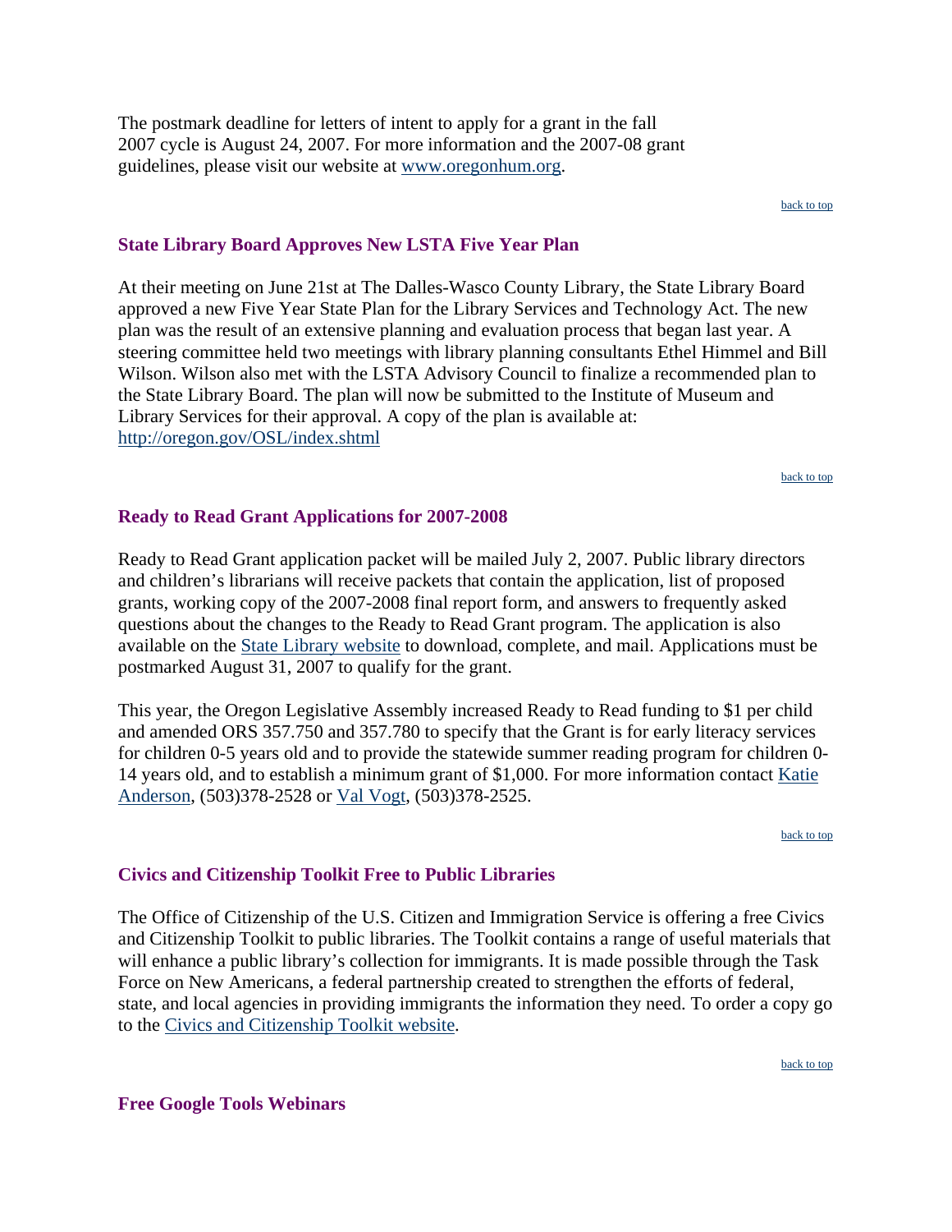The postmark deadline for letters of intent to apply for a grant in the fall 2007 cycle is August 24, 2007. For more information and the 2007-08 grant guidelines, please visit our website at [www.oregonhum.org](www.oregonhum.org).

back to top

### State Library Board Approves New LSTA Five Year Plan

At their meeting on June 21st at The Dalles-Wasco County Library, the State Library Board approved a new Five Year State Plan for the Library Services and Technology Act. The new plan was the result of an extensive planning and evaluation process that began last year. A steering committee held two meetings with library planning consultants Ethel Himmel and Bill Wilson. Wilson also met with the LSTA Advisory Council to finalize a recommended plan to the State Library Board. The plan will now be submitted to the Institute of Museum and Library Services for their approval. A copy of the plan is available at: [http://oregon.gov/OSL/index.shtml](http://oregon.gov/OSL/index.shtml)

back to top

### Ready to Read Grant Applications for 2007-2008

Ready to Read Grant application packet will be mailed July 2, 2007. Public library directors and children's librarians will receive packets that contain the application, list of proposed grants, working copy of the 2007-2008 final report form, and answers to frequently asked questions about the changes to the Ready to Read Grant program. The application is also available on the State Library website to download, complete, and mail. Applications must be postmarked August 31, 2007 to qualify for the grant.

This year, the Oregon Legislative Assembly increased Ready to Read funding to $1 per child and amended ORS 357.750 and 357.780 to specify that the Grant is for early literacy services for children 0-5 years old and to provide the statewide summer reading program for children 0-14 years old, and to establish a minimum grant of $1,000. For more information contact Katie Anderson, (503)378-2528 or Val Vogt, (503)378-2525.

back to top

### Civics and Citizenship Toolkit Free to Public Libraries

The Office of Citizenship of the U.S. Citizen and Immigration Service is offering a free Civics and Citizenship Toolkit to public libraries. The Toolkit contains a range of useful materials that will enhance a public library's collection for immigrants. It is made possible through the Task Force on New Americans, a federal partnership created to strengthen the efforts of federal, state, and local agencies in providing immigrants the information they need. To order a copy go to the Civics and Citizenship Toolkit website.

back to top

### Free Google Tools Webinars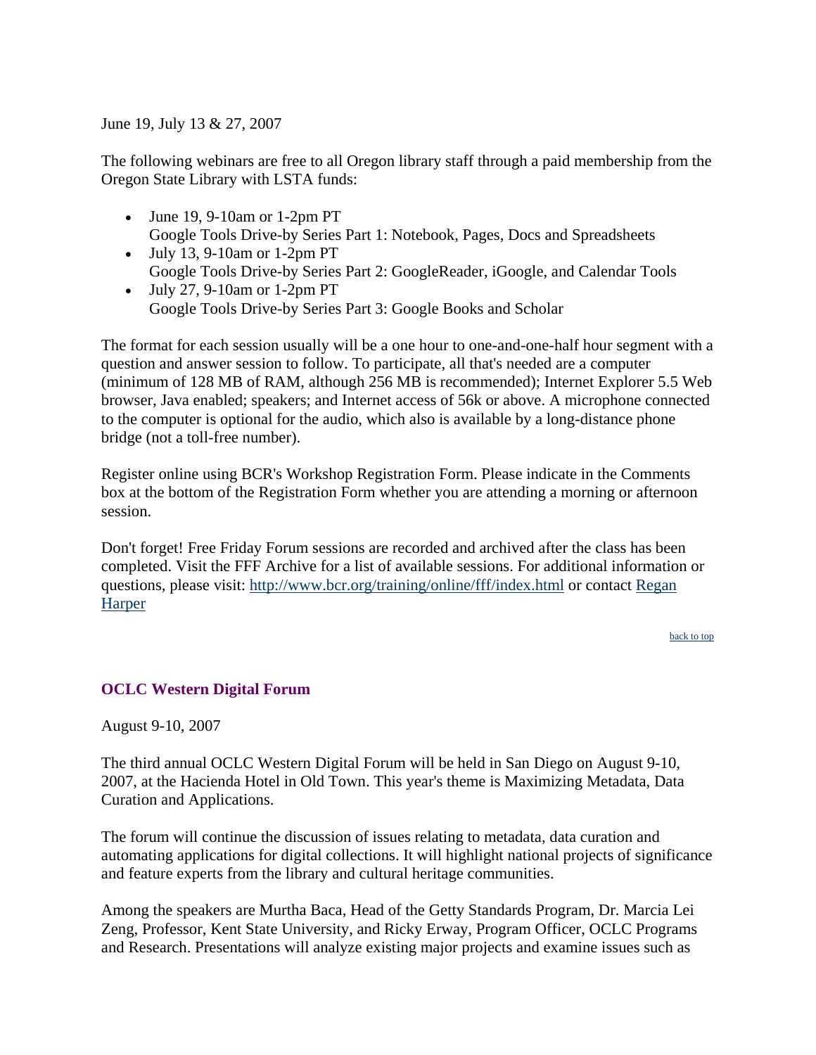June 19, July 13 & 27, 2007

The following webinars are free to all Oregon library staff through a paid membership from the Oregon State Library with LSTA funds:

- June 19, 9-10am or 1-2pm PT
  Google Tools Drive-by Series Part 1: Notebook, Pages, Docs and Spreadsheets
- July 13, 9-10am or 1-2pm PT
  Google Tools Drive-by Series Part 2: GoogleReader, iGoogle, and Calendar Tools
- July 27, 9-10am or 1-2pm PT
  Google Tools Drive-by Series Part 3: Google Books and Scholar

The format for each session usually will be a one hour to one-and-one-half hour segment with a question and answer session to follow. To participate, all that's needed are a computer (minimum of 128 MB of RAM, although 256 MB is recommended); Internet Explorer 5.5 Web browser, Java enabled; speakers; and Internet access of 56k or above. A microphone connected to the computer is optional for the audio, which also is available by a long-distance phone bridge (not a toll-free number).

Register online using BCR's Workshop Registration Form. Please indicate in the Comments box at the bottom of the Registration Form whether you are attending a morning or afternoon session.

Don't forget! Free Friday Forum sessions are recorded and archived after the class has been completed. Visit the FFF Archive for a list of available sessions. For additional information or questions, please visit: http://www.bcr.org/training/online/fff/index.html or contact Regan Harper

back to top

### OCLC Western Digital Forum

August 9-10, 2007

The third annual OCLC Western Digital Forum will be held in San Diego on August 9-10, 2007, at the Hacienda Hotel in Old Town. This year's theme is Maximizing Metadata, Data Curation and Applications.

The forum will continue the discussion of issues relating to metadata, data curation and automating applications for digital collections. It will highlight national projects of significance and feature experts from the library and cultural heritage communities.

Among the speakers are Murtha Baca, Head of the Getty Standards Program, Dr. Marcia Lei Zeng, Professor, Kent State University, and Ricky Erway, Program Officer, OCLC Programs and Research. Presentations will analyze existing major projects and examine issues such as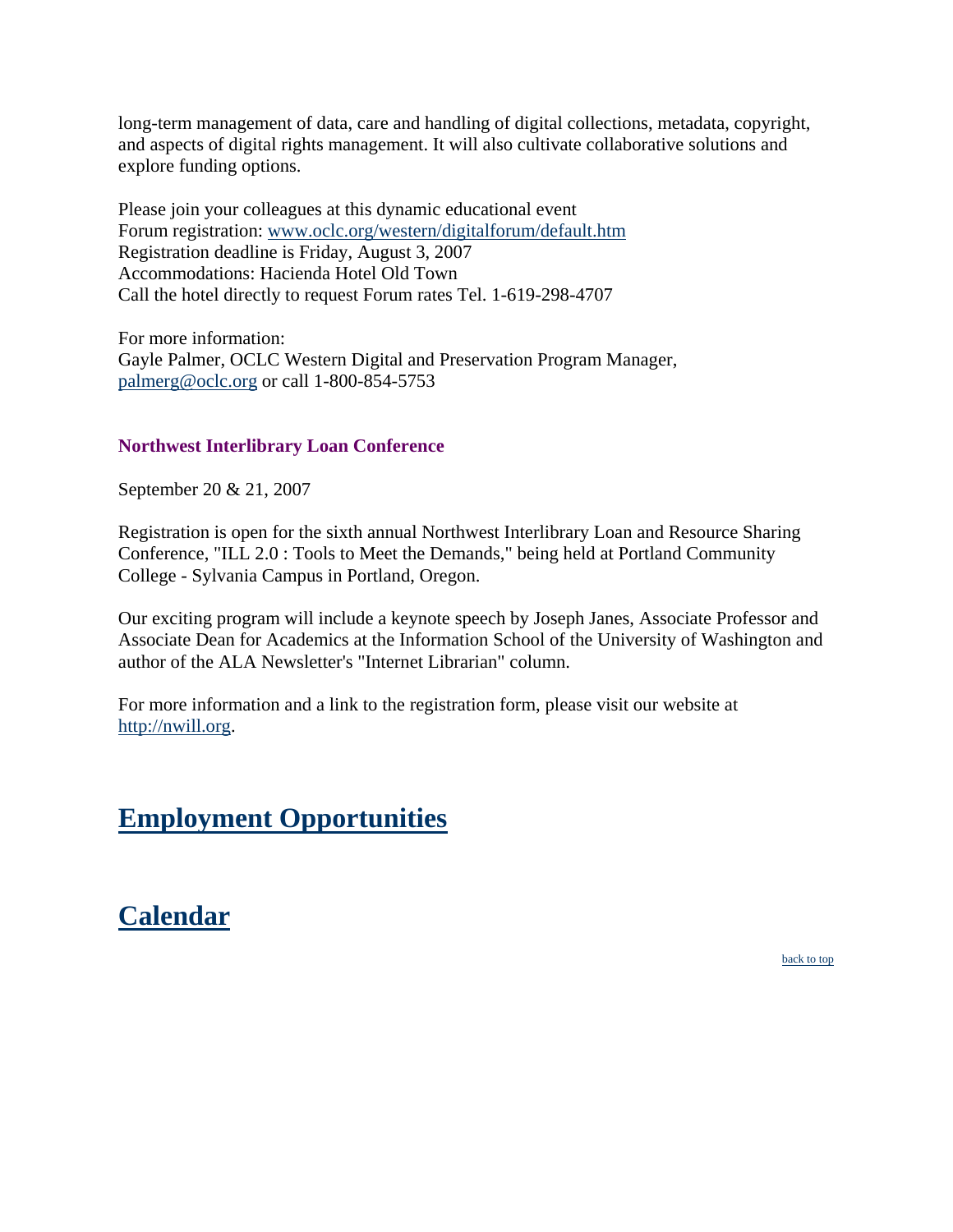long-term management of data, care and handling of digital collections, metadata, copyright, and aspects of digital rights management. It will also cultivate collaborative solutions and explore funding options.

Please join your colleagues at this dynamic educational event
Forum registration: [www.oclc.org/western/digitalforum/default.htm](http://www.oclc.org/western/digitalforum/default.htm)
Registration deadline is Friday, August 3, 2007
Accommodations: Hacienda Hotel Old Town
Call the hotel directly to request Forum rates Tel. 1-619-298-4707

For more information:
Gayle Palmer, OCLC Western Digital and Preservation Program Manager, [palmerg@oclc.org](mailto:palmerg@oclc.org) or call 1-800-854-5753

### Northwest Interlibrary Loan Conference

September 20 & 21, 2007

Registration is open for the sixth annual Northwest Interlibrary Loan and Resource Sharing Conference, "ILL 2.0 : Tools to Meet the Demands," being held at Portland Community College - Sylvania Campus in Portland, Oregon.

Our exciting program will include a keynote speech by Joseph Janes, Associate Professor and Associate Dean for Academics at the Information School of the University of Washington and author of the ALA Newsletter's "Internet Librarian" column.

For more information and a link to the registration form, please visit our website at [http://nwill.org](http://nwill.org).

## Employment Opportunities

## Calendar

back to top